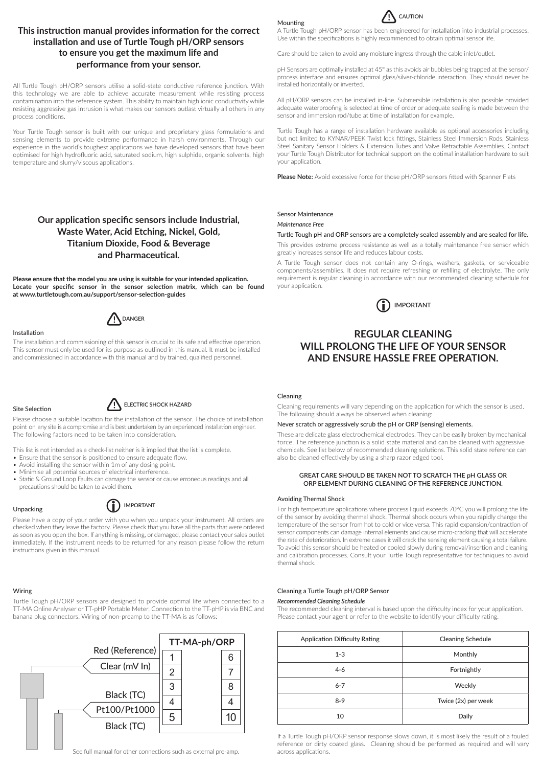## This instruction manual provides information for the correct installation and use of Turtle Tough pH/ORP sensors to ensure you get the maximum life and performance from your sensor.

All Turtle Tough pH/ORP sensors utilise a solid-state conductive reference junction. With this technology we are able to achieve accurate measurement while resisting process contamination into the reference system. This ability to maintain high ionic conductivity while resisting aggressive gas intrusion is what makes our sensors outlast virtually all others in any process conditions.

Your Turtle Tough sensor is built with our unique and proprietary glass formulations and sensing elements to provide extreme performance in harsh environments. Through our experience in the world's toughest applications we have developed sensors that have been optimised for high hydrofluoric acid, saturated sodium, high sulphide, organic solvents, high temperature and slurry/viscous applications.

## Our application specific sensors include Industrial, Waste Water, Acid Etching, Nickel, Gold, Titanium Dioxide, Food & Beverage and Pharmaceutical.

**Please ensure that the model you are using is suitable for your intended application. Locate your specific sensor in the sensor selection matrix, which can be found at www.turtletough.com.au/support/sensor-selection-guides**

DANGER

### Installation

The installation and commissioning of this sensor is crucial to its safe and effective operation. This sensor must only be used for its purpose as outlined in this manual. It must be installed and commissioned in accordance with this manual and by trained, qualified personnel.

### Site Selection

ELECTRIC SHOCK HAZARD

Please choose a suitable location for the installation of the sensor. The choice of installation point on any site is a compromise and is best undertaken by an experienced installation engineer. The following factors need to be taken into consideration.

This list is not intended as a check-list neither is it implied that the list is complete.

- Ensure that the sensor is positioned to ensure adequate flow.
- Avoid installing the sensor within 1m of any dosing point.
- Minimise all potential sources of electrical interference.
- Static & Ground Loop Faults can damage the sensor or cause erroneous readings and all precautions should be taken to avoid them.

### Unpacking

IMPORTANT

Please have a copy of your order with you when you unpack your instrument. All orders are checked when they leave the factory. Please check that you have all the parts that were ordered as soon as you open the box. If anything is missing, or damaged, please contact your sales outlet immediately. If the instrument needs to be returned for any reason please follow the return instructions given in this manual.

### Wiring

Turtle Tough pH/ORP sensors are designed to provide optimal life when connected to a TT-MA Online Analyser or TT-pHP Portable Meter. Connection to the TT-pHP is via BNC and banana plug connectors. Wiring of non-preamp to the TT-MA is as follows:

| Wire | TT-MA-ph/ORP | |
|---|---|---|
| Red (Reference) | 1 | 6 |
| Clear (mV In) | 2 | 7 |
| | 3 | 8 |
| Black (TC) | 4 | 4 |
| Pt100/Pt1000 | 5 | 10 |
| Black (TC) | | |

See full manual for other connections such as external pre-amp.

### Mounting

CAUTION

A Turtle Tough pH/ORP sensor has been engineered for installation into industrial processes. Use within the specifications is highly recommended to obtain optimal sensor life.

Care should be taken to avoid any moisture ingress through the cable inlet/outlet.

pH Sensors are optimally installed at 45° as this avoids air bubbles being trapped at the sensor/process interface and ensures optimal glass/silver-chloride interaction. They should never be installed horizontally or inverted.

All pH/ORP sensors can be installed in-line. Submersible installation is also possible provided adequate waterproofing is selected at time of order or adequate sealing is made between the sensor and immersion rod/tube at time of installation for example.

Turtle Tough has a range of installation hardware available as optional accessories including but not limited to KYNAR/PEEK Twist lock fittings, Stainless Steel Immersion Rods, Stainless Steel Sanitary Sensor Holders & Extension Tubes and Valve Retractable Assemblies. Contact your Turtle Tough Distributor for technical support on the optimal installation hardware to suit your application.

**Please Note:** Avoid excessive force for those pH/ORP sensors fitted with Spanner Flats

### Sensor Maintenance

*Maintenance Free*

Turtle Tough pH and ORP sensors are a completely sealed assembly and are sealed for life.

This provides extreme process resistance as well as a totally maintenance free sensor which greatly increases sensor life and reduces labour costs.

A Turtle Tough sensor does not contain any O-rings, washers, gaskets, or serviceable components/assemblies. It does not require refreshing or refilling of electrolyte. The only requirement is regular cleaning in accordance with our recommended cleaning schedule for your application.

IMPORTANT

## REGULAR CLEANING WILL PROLONG THE LIFE OF YOUR SENSOR AND ENSURE HASSLE FREE OPERATION.

### Cleaning

Cleaning requirements will vary depending on the application for which the sensor is used. The following should always be observed when cleaning:

Never scratch or aggressively scrub the pH or ORP (sensing) elements.

These are delicate glass electrochemical electrodes. They can be easily broken by mechanical force. The reference junction is a solid state material and can be cleaned with aggressive chemicals. See list below of recommended cleaning solutions. This solid state reference can also be cleaned effectively by using a sharp razor edged tool.

**GREAT CARE SHOULD BE TAKEN NOT TO SCRATCH THE pH GLASS OR ORP ELEMENT DURING CLEANING OF THE REFERENCE JUNCTION.**

### Avoiding Thermal Shock

For high temperature applications where process liquid exceeds 70°C you will prolong the life of the sensor by avoiding thermal shock. Thermal shock occurs when you rapidly change the temperature of the sensor from hot to cold or vice versa. This rapid expansion/contraction of sensor components can damage internal elements and cause micro-cracking that will accelerate the rate of deterioration. In extreme cases it will crack the sensing element causing a total failure. To avoid this sensor should be heated or cooled slowly during removal/insertion and cleaning and calibration processes. Consult your Turtle Tough representative for techniques to avoid thermal shock.

### Cleaning a Turtle Tough pH/ORP Sensor

*Recommended Cleaning Schedule*

The recommended cleaning interval is based upon the difficulty index for your application. Please contact your agent or refer to the website to identify your difficulty rating.

| Application Difficulty Rating | Cleaning Schedule |
|---|---|
| 1-3 | Monthly |
| 4-6 | Fortnightly |
| 6-7 | Weekly |
| 8-9 | Twice (2x) per week |
| 10 | Daily |

If a Turtle Tough pH/ORP sensor response slows down, it is most likely the result of a fouled reference or dirty coated glass. Cleaning should be performed as required and will vary across applications.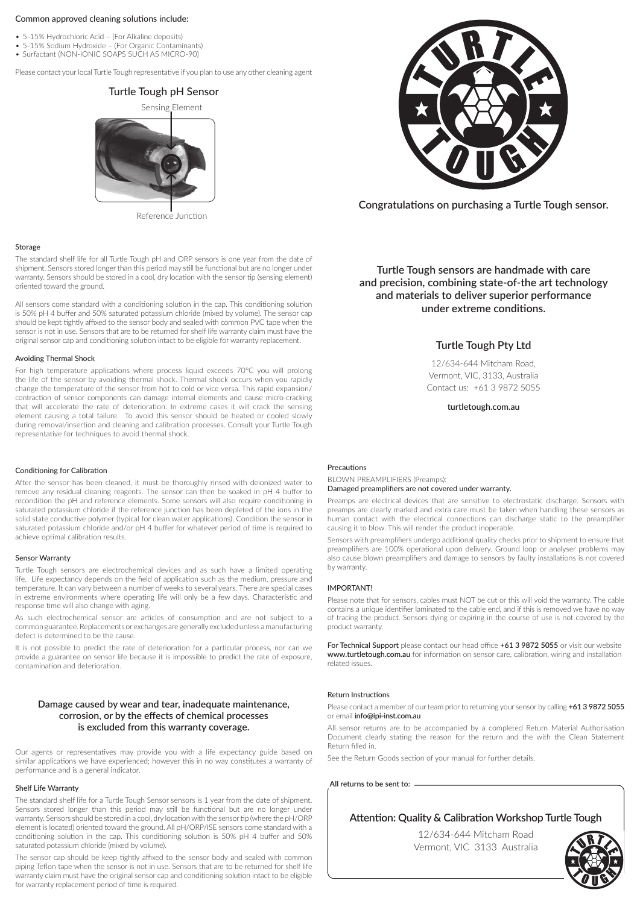Common approved cleaning solutions include:

- 5-15% Hydrochloric Acid – (For Alkaline deposits)
- 5-15% Sodium Hydroxide – (For Organic Contaminants)
- Surfactant (NON-IONIC SOAPS SUCH AS MICRO-90)

Please contact your local Turtle Tough representative if you plan to use any other cleaning agent

## Turtle Tough pH Sensor

Sensing Element

Reference Junction

### Storage

The standard shelf life for all Turtle Tough pH and ORP sensors is one year from the date of shipment. Sensors stored longer than this period may still be functional but are no longer under warranty. Sensors should be stored in a cool, dry location with the sensor tip (sensing element) oriented toward the ground.

All sensors come standard with a conditioning solution in the cap. This conditioning solution is 50% pH 4 buffer and 50% saturated potassium chloride (mixed by volume). The sensor cap should be kept tightly affixed to the sensor body and sealed with common PVC tape when the sensor is not in use. Sensors that are to be returned for shelf life warranty claim must have the original sensor cap and conditioning solution intact to be eligible for warranty replacement.

### Avoiding Thermal Shock

For high temperature applications where process liquid exceeds 70°C you will prolong the life of the sensor by avoiding thermal shock. Thermal shock occurs when you rapidly change the temperature of the sensor from hot to cold or vice versa. This rapid expansion/contraction of sensor components can damage internal elements and cause micro-cracking that will accelerate the rate of deterioration. In extreme cases it will crack the sensing element causing a total failure. To avoid this sensor should be heated or cooled slowly during removal/insertion and cleaning and calibration processes. Consult your Turtle Tough representative for techniques to avoid thermal shock.

### Conditioning for Calibration

After the sensor has been cleaned, it must be thoroughly rinsed with deionized water to remove any residual cleaning reagents. The sensor can then be soaked in pH 4 buffer to recondition the pH and reference elements. Some sensors will also require conditioning in saturated potassium chloride if the reference junction has been depleted of the ions in the solid state conductive polymer (typical for clean water applications). Condition the sensor in saturated potassium chloride and/or pH 4 buffer for whatever period of time is required to achieve optimal calibration results.

### Sensor Warranty

Turtle Tough sensors are electrochemical devices and as such have a limited operating life. Life expectancy depends on the field of application such as the medium, pressure and temperature. It can vary between a number of weeks to several years. There are special cases in extreme environments where operating life will only be a few days. Characteristic and response time will also change with aging.

As such electrochemical sensor are articles of consumption and are not subject to a common guarantee. Replacements or exchanges are generally excluded unless a manufacturing defect is determined to be the cause.

It is not possible to predict the rate of deterioration for a particular process, nor can we provide a guarantee on sensor life because it is impossible to predict the rate of exposure, contamination and deterioration.

**Damage caused by wear and tear, inadequate maintenance, corrosion, or by the effects of chemical processes is excluded from this warranty coverage.**

Our agents or representatives may provide you with a life expectancy guide based on similar applications we have experienced; however this in no way constitutes a warranty of performance and is a general indicator.

### Shelf Life Warranty

The standard shelf life for a Turtle Tough Sensor sensors is 1 year from the date of shipment. Sensors stored longer than this period may still be functional but are no longer under warranty. Sensors should be stored in a cool, dry location with the sensor tip (where the pH/ORP element is located) oriented toward the ground. All pH/ORP/ISE sensors come standard with a conditioning solution in the cap. This conditioning solution is 50% pH 4 buffer and 50% saturated potassium chloride (mixed by volume).

The sensor cap should be keep tightly affixed to the sensor body and sealed with common piping Teflon tape when the sensor is not in use. Sensors that are to be returned for shelf life warranty claim must have the original sensor cap and conditioning solution intact to be eligible for warranty replacement period of time is required.

TURTLE TOUGH

**Congratulations on purchasing a Turtle Tough sensor.**

**Turtle Tough sensors are handmade with care and precision, combining state-of-the art technology and materials to deliver superior performance under extreme conditions.**

## Turtle Tough Pty Ltd

12/634-644 Mitcham Road,
Vermont, VIC, 3133, Australia
Contact us: +61 3 9872 5055

**turtletough.com.au**

### Precautions

BLOWN PREAMPLIFIERS (Preamps):
Damaged preamplifiers are not covered under warranty.

Preamps are electrical devices that are sensitive to electrostatic discharge. Sensors with preamps are clearly marked and extra care must be taken when handling these sensors as human contact with the electrical connections can discharge static to the preamplifier causing it to blow. This will render the product inoperable.

Sensors with preamplifiers undergo additional quality checks prior to shipment to ensure that preamplifiers are 100% operational upon delivery. Ground loop or analyser problems may also cause blown preamplifiers and damage to sensors by faulty installations is not covered by warranty.

### IMPORTANT!

Please note that for sensors, cables must NOT be cut or this will void the warranty. The cable contains a unique identifier laminated to the cable end, and if this is removed we have no way of tracing the product. Sensors dying or expiring in the course of use is not covered by the product warranty.

**For Technical Support** please contact our head office **+61 3 9872 5055** or visit our website **www.turtletough.com.au** for information on sensor care, calibration, wiring and installation related issues.

### Return Instructions

Please contact a member of our team prior to returning your sensor by calling **+61 3 9872 5055** or email **info@ipi-inst.com.au**

All sensor returns are to be accompanied by a completed Return Material Authorisation Document clearly stating the reason for the return and the with the Clean Statement Return filled in.

See the Return Goods section of your manual for further details.

All returns to be sent to:

**Attention: Quality & Calibration Workshop Turtle Tough**

12/634-644 Mitcham Road
Vermont, VIC 3133 Australia